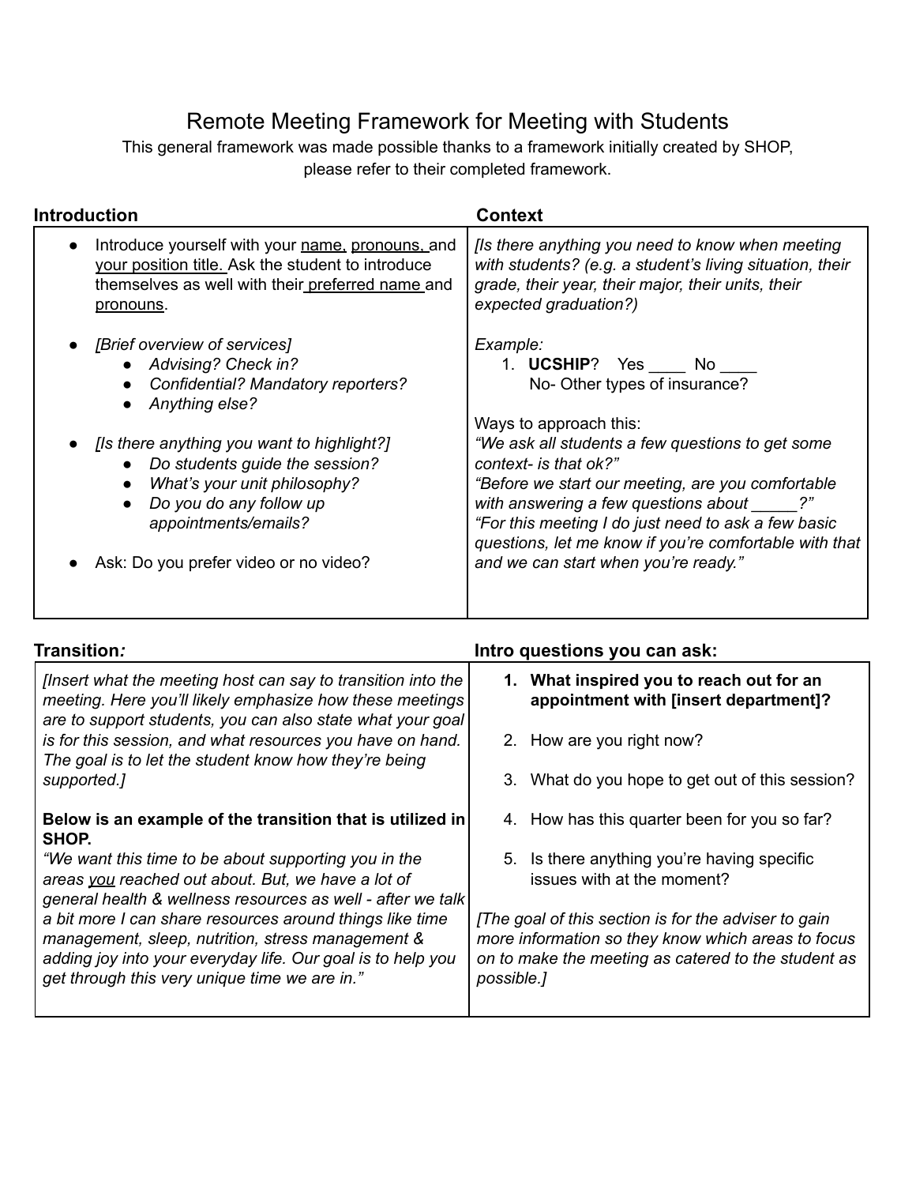# Remote Meeting Framework for Meeting with Students

This general framework was made possible thanks to a framework initially created by SHOP, please refer to their completed framework.

## Introduction

- Introduce yourself with your <u>name</u>, <u>pronouns</u>, and <u>your position title.</u> Ask the student to introduce themselves as well with their <u>preferred name</u> and <u>pronouns</u>.
- *[Brief overview of services]*
  - *Advising? Check in?*
  - *Confidential? Mandatory reporters?*
  - *Anything else?*
- *[Is there anything you want to highlight?]*
  - *Do students guide the session?*
  - *What's your unit philosophy?*
  - *Do you do any follow up appointments/emails?*
- Ask: Do you prefer video or no video?

## Context

*[Is there anything you need to know when meeting with students? (e.g. a student's living situation, their grade, their year, their major, their units, their expected graduation?)*

*Example:*

1. **UCSHIP**? Yes ____ No ____
   No- Other types of insurance?

Ways to approach this:

*"We ask all students a few questions to get some context- is that ok?"*

*"Before we start our meeting, are you comfortable with answering a few questions about _____?"*

*"For this meeting I do just need to ask a few basic questions, let me know if you're comfortable with that and we can start when you're ready."*

## Transition*:*

*[Insert what the meeting host can say to transition into the meeting. Here you'll likely emphasize how these meetings are to support students, you can also state what your goal is for this session, and what resources you have on hand. The goal is to let the student know how they're being supported.]*

**Below is an example of the transition that is utilized in SHOP.**

*"We want this time to be about supporting you in the areas <u>you</u> reached out about. But, we have a lot of general health & wellness resources as well - after we talk a bit more I can share resources around things like time management, sleep, nutrition, stress management & adding joy into your everyday life. Our goal is to help you get through this very unique time we are in."*

## Intro questions you can ask:

1. **What inspired you to reach out for an appointment with [insert department]?**
2. How are you right now?
3. What do you hope to get out of this session?
4. How has this quarter been for you so far?
5. Is there anything you're having specific issues with at the moment?

*[The goal of this section is for the adviser to gain more information so they know which areas to focus on to make the meeting as catered to the student as possible.]*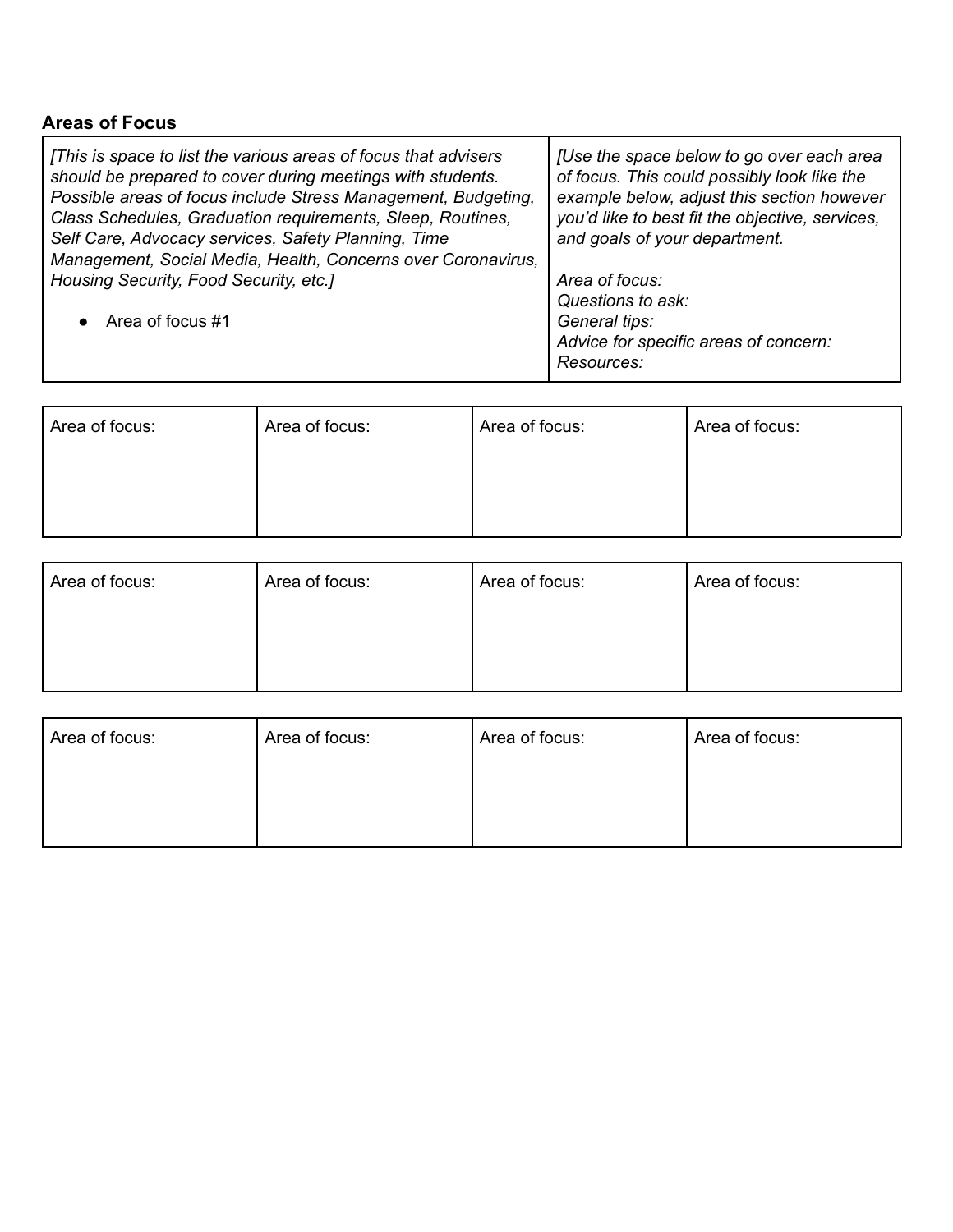## Areas of Focus

| *[This is space to list the various areas of focus that advisers should be prepared to cover during meetings with students. Possible areas of focus include Stress Management, Budgeting, Class Schedules, Graduation requirements, Sleep, Routines, Self Care, Advocacy services, Safety Planning, Time Management, Social Media, Health, Concerns over Coronavirus, Housing Security, Food Security, etc.]*<br><br>• Area of focus #1 | *[Use the space below to go over each area of focus. This could possibly look like the example below, adjust this section however you'd like to best fit the objective, services, and goals of your department.*<br><br>*Area of focus:*<br>*Questions to ask:*<br>*General tips:*<br>*Advice for specific areas of concern:*<br>*Resources:* |
|---|---|

| Area of focus: | Area of focus: | Area of focus: | Area of focus: |
|---|---|---|---|

| Area of focus: | Area of focus: | Area of focus: | Area of focus: |
|---|---|---|---|

| Area of focus: | Area of focus: | Area of focus: | Area of focus: |
|---|---|---|---|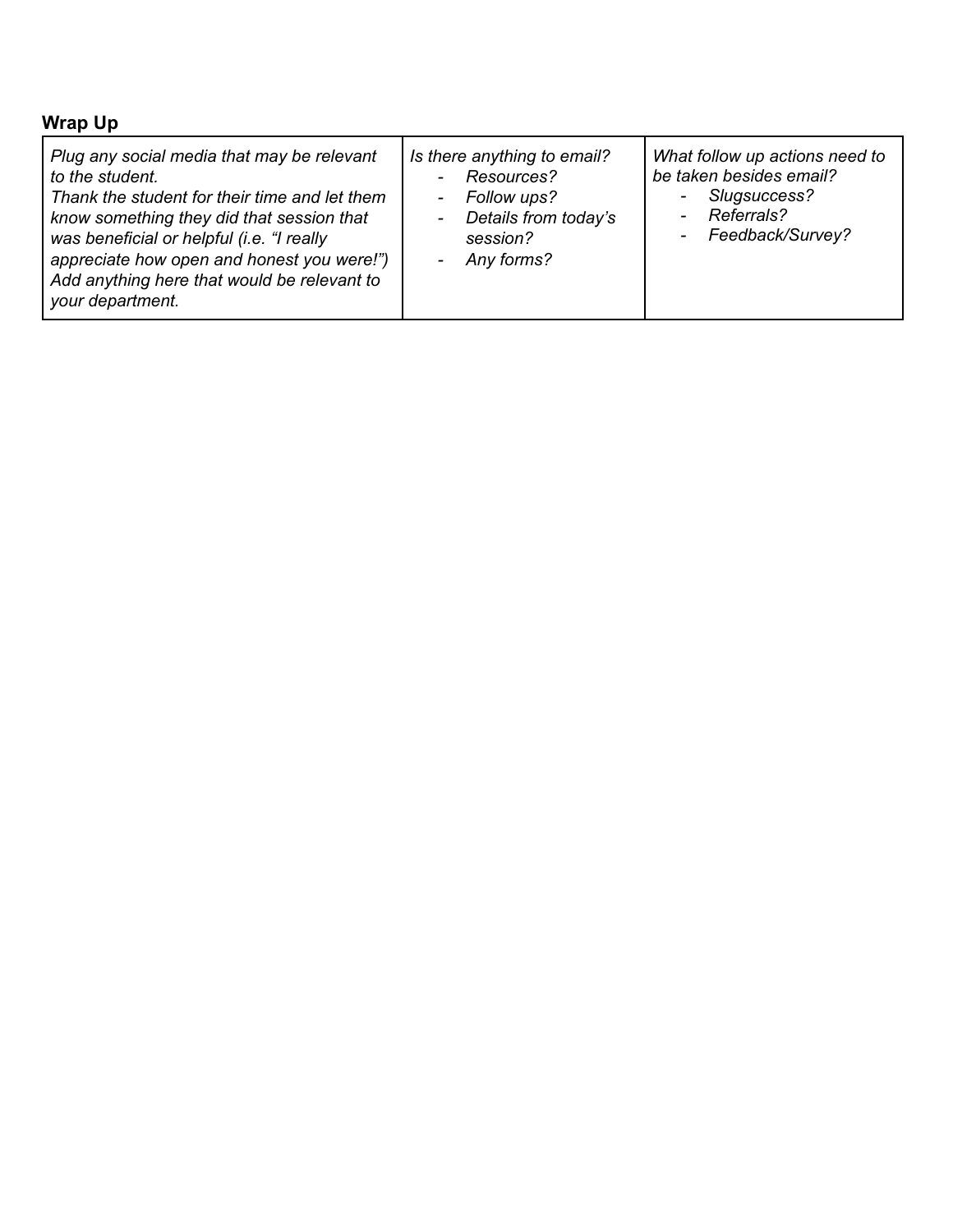**Wrap Up**

| | | |
|---|---|---|
| *Plug any social media that may be relevant to the student.*<br>*Thank the student for their time and let them know something they did that session that was beneficial or helpful (i.e. "I really appreciate how open and honest you were!")*<br>*Add anything here that would be relevant to your department.* | *Is there anything to email?*<br>- *Resources?*<br>- *Follow ups?*<br>- *Details from today's session?*<br>- *Any forms?* | *What follow up actions need to be taken besides email?*<br>- *Slugsuccess?*<br>- *Referrals?*<br>- *Feedback/Survey?* |